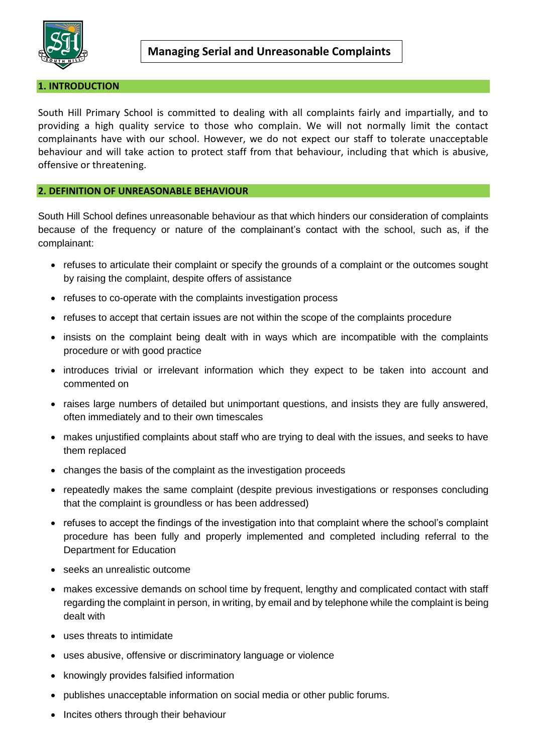# Managing Serial and Unreasonable Complaints

## 1. INTRODUCTION

South Hill Primary School is committed to dealing with all complaints fairly and impartially, and to providing a high quality service to those who complain. We will not normally limit the contact complainants have with our school. However, we do not expect our staff to tolerate unacceptable behaviour and will take action to protect staff from that behaviour, including that which is abusive, offensive or threatening.

## 2. DEFINITION OF UNREASONABLE BEHAVIOUR

South Hill School defines unreasonable behaviour as that which hinders our consideration of complaints because of the frequency or nature of the complainant's contact with the school, such as, if the complainant:

- refuses to articulate their complaint or specify the grounds of a complaint or the outcomes sought by raising the complaint, despite offers of assistance
- refuses to co-operate with the complaints investigation process
- refuses to accept that certain issues are not within the scope of the complaints procedure
- insists on the complaint being dealt with in ways which are incompatible with the complaints procedure or with good practice
- introduces trivial or irrelevant information which they expect to be taken into account and commented on
- raises large numbers of detailed but unimportant questions, and insists they are fully answered, often immediately and to their own timescales
- makes unjustified complaints about staff who are trying to deal with the issues, and seeks to have them replaced
- changes the basis of the complaint as the investigation proceeds
- repeatedly makes the same complaint (despite previous investigations or responses concluding that the complaint is groundless or has been addressed)
- refuses to accept the findings of the investigation into that complaint where the school's complaint procedure has been fully and properly implemented and completed including referral to the Department for Education
- seeks an unrealistic outcome
- makes excessive demands on school time by frequent, lengthy and complicated contact with staff regarding the complaint in person, in writing, by email and by telephone while the complaint is being dealt with
- uses threats to intimidate
- uses abusive, offensive or discriminatory language or violence
- knowingly provides falsified information
- publishes unacceptable information on social media or other public forums.
- Incites others through their behaviour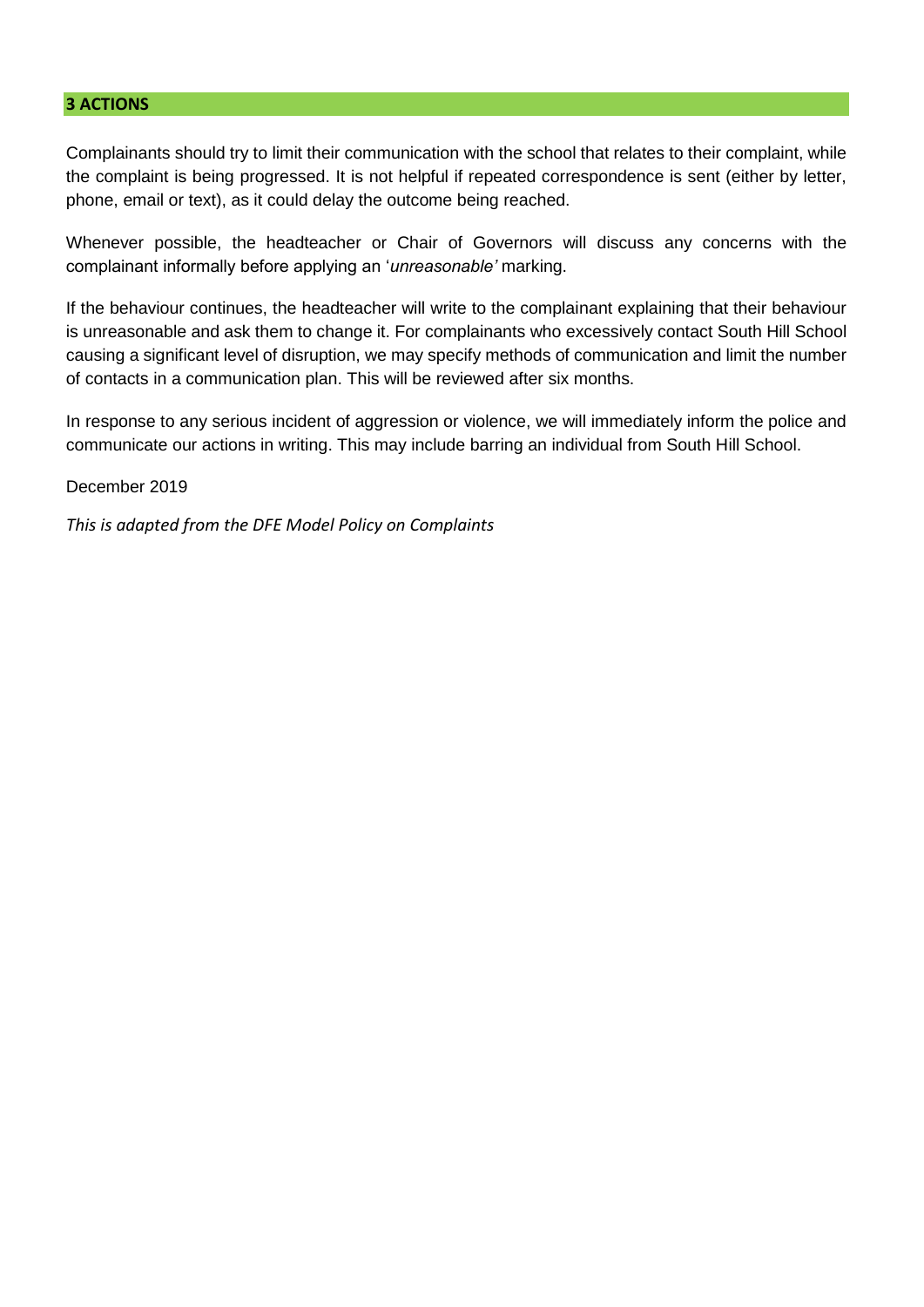## 3 ACTIONS

Complainants should try to limit their communication with the school that relates to their complaint, while the complaint is being progressed. It is not helpful if repeated correspondence is sent (either by letter, phone, email or text), as it could delay the outcome being reached.

Whenever possible, the headteacher or Chair of Governors will discuss any concerns with the complainant informally before applying an '*unreasonable'* marking.

If the behaviour continues, the headteacher will write to the complainant explaining that their behaviour is unreasonable and ask them to change it. For complainants who excessively contact South Hill School causing a significant level of disruption, we may specify methods of communication and limit the number of contacts in a communication plan. This will be reviewed after six months.

In response to any serious incident of aggression or violence, we will immediately inform the police and communicate our actions in writing. This may include barring an individual from South Hill School.

December 2019

*This is adapted from the DFE Model Policy on Complaints*